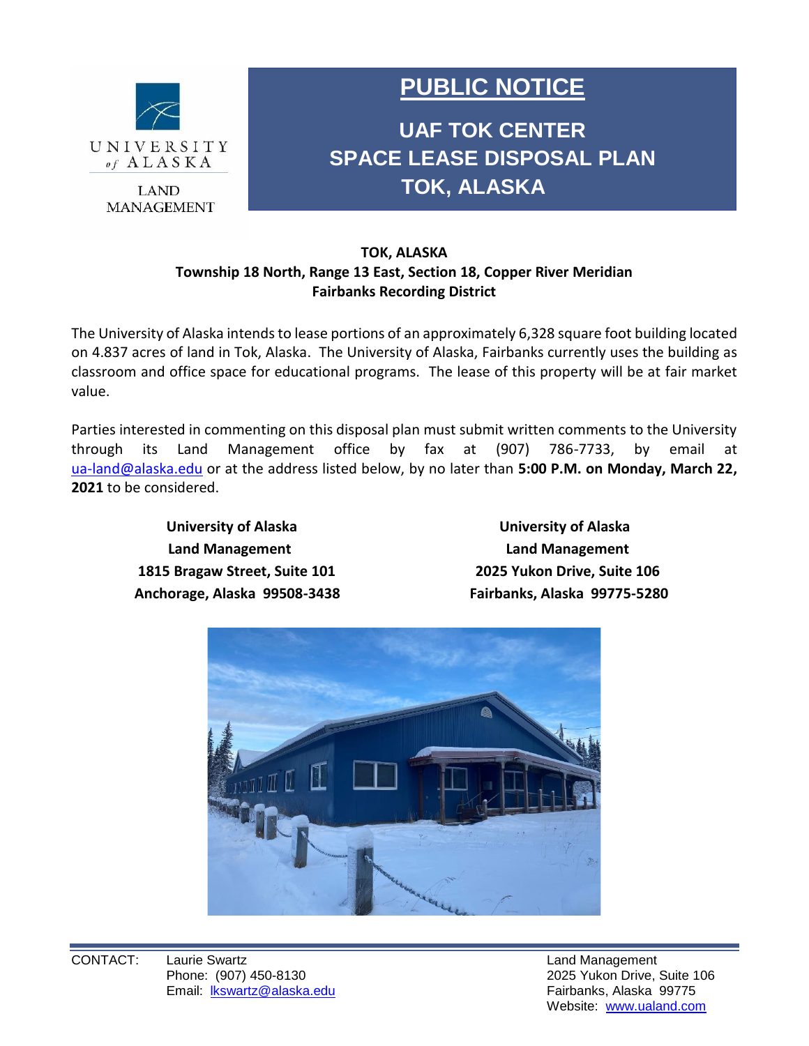UNIVERSITY of ALASKA

LAND MANAGEMENT

# PUBLIC NOTICE

## UAF TOK CENTER
## SPACE LEASE DISPOSAL PLAN
## TOK, ALASKA

**TOK, ALASKA**
**Township 18 North, Range 13 East, Section 18, Copper River Meridian**
**Fairbanks Recording District**

The University of Alaska intends to lease portions of an approximately 6,328 square foot building located on 4.837 acres of land in Tok, Alaska. The University of Alaska, Fairbanks currently uses the building as classroom and office space for educational programs. The lease of this property will be at fair market value.

Parties interested in commenting on this disposal plan must submit written comments to the University through its Land Management office by fax at (907) 786-7733, by email at ua-land@alaska.edu or at the address listed below, by no later than **5:00 P.M. on Monday, March 22, 2021** to be considered.

**University of Alaska**
**Land Management**
**1815 Bragaw Street, Suite 101**
**Anchorage, Alaska 99508-3438**

**University of Alaska**
**Land Management**
**2025 Yukon Drive, Suite 106**
**Fairbanks, Alaska 99775-5280**

CONTACT: Laurie Swartz
Phone: (907) 450-8130
Email: lkswartz@alaska.edu

Land Management
2025 Yukon Drive, Suite 106
Fairbanks, Alaska 99775
Website: www.ualand.com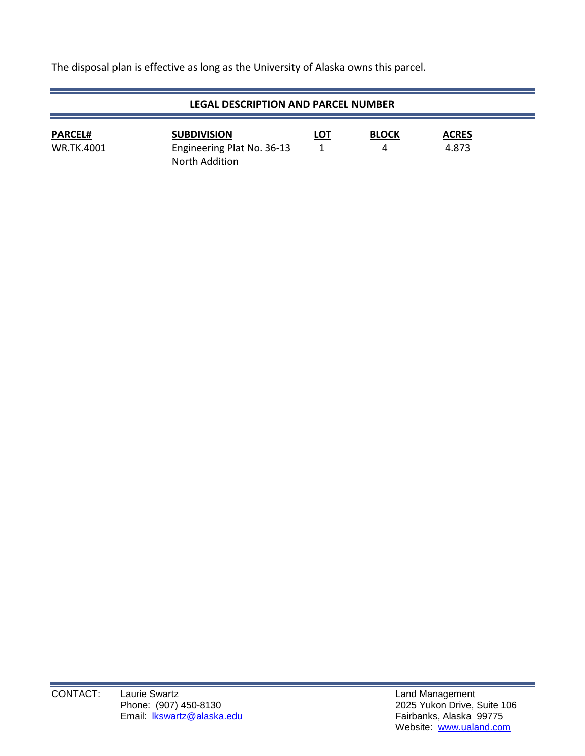The disposal plan is effective as long as the University of Alaska owns this parcel.

## LEGAL DESCRIPTION AND PARCEL NUMBER

| PARCEL# | SUBDIVISION | LOT | BLOCK | ACRES |
|---|---|---|---|---|
| WR.TK.4001 | Engineering Plat No. 36-13 North Addition | 1 | 4 | 4.873 |

CONTACT: Laurie Swartz
Phone: (907) 450-8130
Email: lkswartz@alaska.edu

Land Management
2025 Yukon Drive, Suite 106
Fairbanks, Alaska 99775
Website: www.ualand.com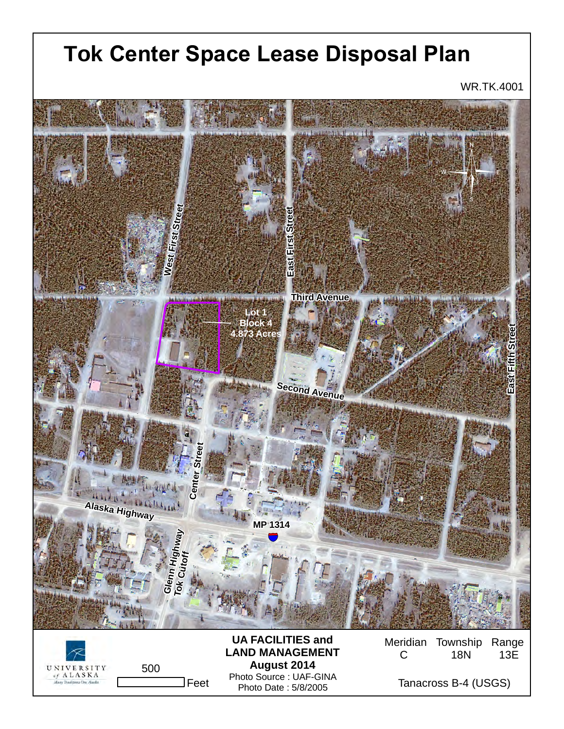# Tok Center Space Lease Disposal Plan

WR.TK.4001

West First Street

East First Street

Third Avenue

Lot 1
Block 4
4.873 Acres

Second Avenue

East Fifth Street

Center Street

Alaska Highway

MP 1314

Glenn Highway
Tok Cutoff

N
W
E
S

UNIVERSITY of ALASKA
Many Traditions One Alaska

500
Feet

**UA FACILITIES and LAND MANAGEMENT**
**August 2014**
Photo Source : UAF-GINA
Photo Date : 5/8/2005

| Meridian | Township | Range |
|---|---|---|
| C | 18N | 13E |

Tanacross B-4 (USGS)